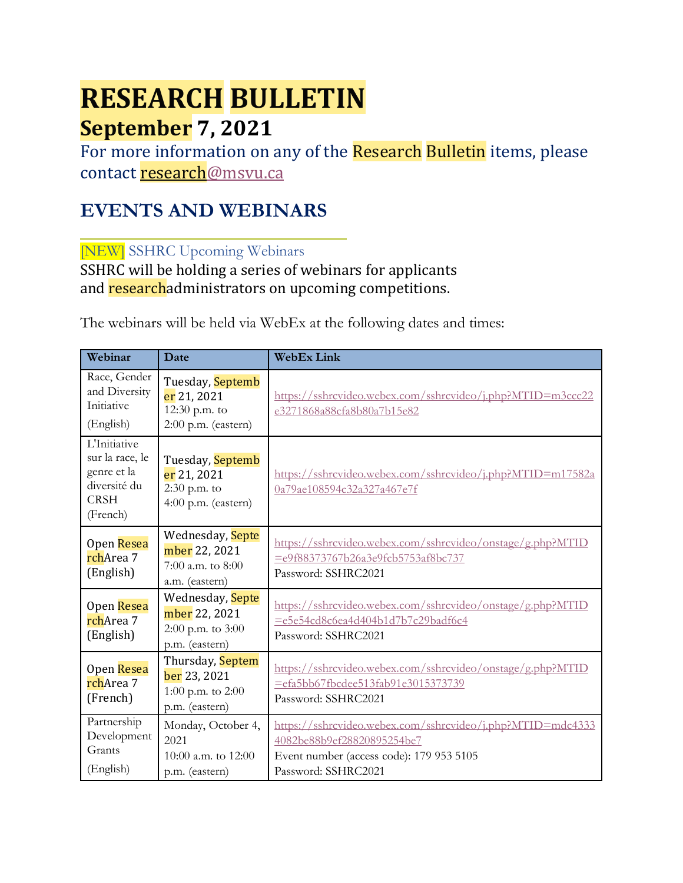# RESEARCH BULLETIN

## September 7, 2021

For more information on any of the Research Bulletin items, please contact research@msvu.ca

## EVENTS AND WEBINARS

### [NEW] SSHRC Upcoming Webinars

SSHRC will be holding a series of webinars for applicants and researchadministrators on upcoming competitions.

The webinars will be held via WebEx at the following dates and times:

| Webinar | Date | WebEx Link |
|---|---|---|
| Race, Gender and Diversity Initiative (English) | Tuesday, September 21, 2021 12:30 p.m. to 2:00 p.m. (eastern) | https://sshrcvideo.webex.com/sshrcvideo/j.php?MTID=m3ccc22e3271868a88cfa8b80a7b15e82 |
| L'Initiative sur la race, le genre et la diversité du CRSH (French) | Tuesday, September 21, 2021 2:30 p.m. to 4:00 p.m. (eastern) | https://sshrcvideo.webex.com/sshrcvideo/j.php?MTID=m17582a0a79ae108594c32a327a467e7f |
| Open ResearchArea 7 (English) | Wednesday, September 22, 2021 7:00 a.m. to 8:00 a.m. (eastern) | https://sshrcvideo.webex.com/sshrcvideo/onstage/g.php?MTID=e9f88373767b26a3e9fcb5753af8bc737 Password: SSHRC2021 |
| Open ResearchArea 7 (English) | Wednesday, September 22, 2021 2:00 p.m. to 3:00 p.m. (eastern) | https://sshrcvideo.webex.com/sshrcvideo/onstage/g.php?MTID=e5e54cd8c6ea4d404b1d7b7c29badf6c4 Password: SSHRC2021 |
| Open ResearchArea 7 (French) | Thursday, September 23, 2021 1:00 p.m. to 2:00 p.m. (eastern) | https://sshrcvideo.webex.com/sshrcvideo/onstage/g.php?MTID=efa5bb67fbcdee513fab91e3015373739 Password: SSHRC2021 |
| Partnership Development Grants (English) | Monday, October 4, 2021 10:00 a.m. to 12:00 p.m. (eastern) | https://sshrcvideo.webex.com/sshrcvideo/j.php?MTID=mdc43334082be88b9ef28820895254be7 Event number (access code): 179 953 5105 Password: SSHRC2021 |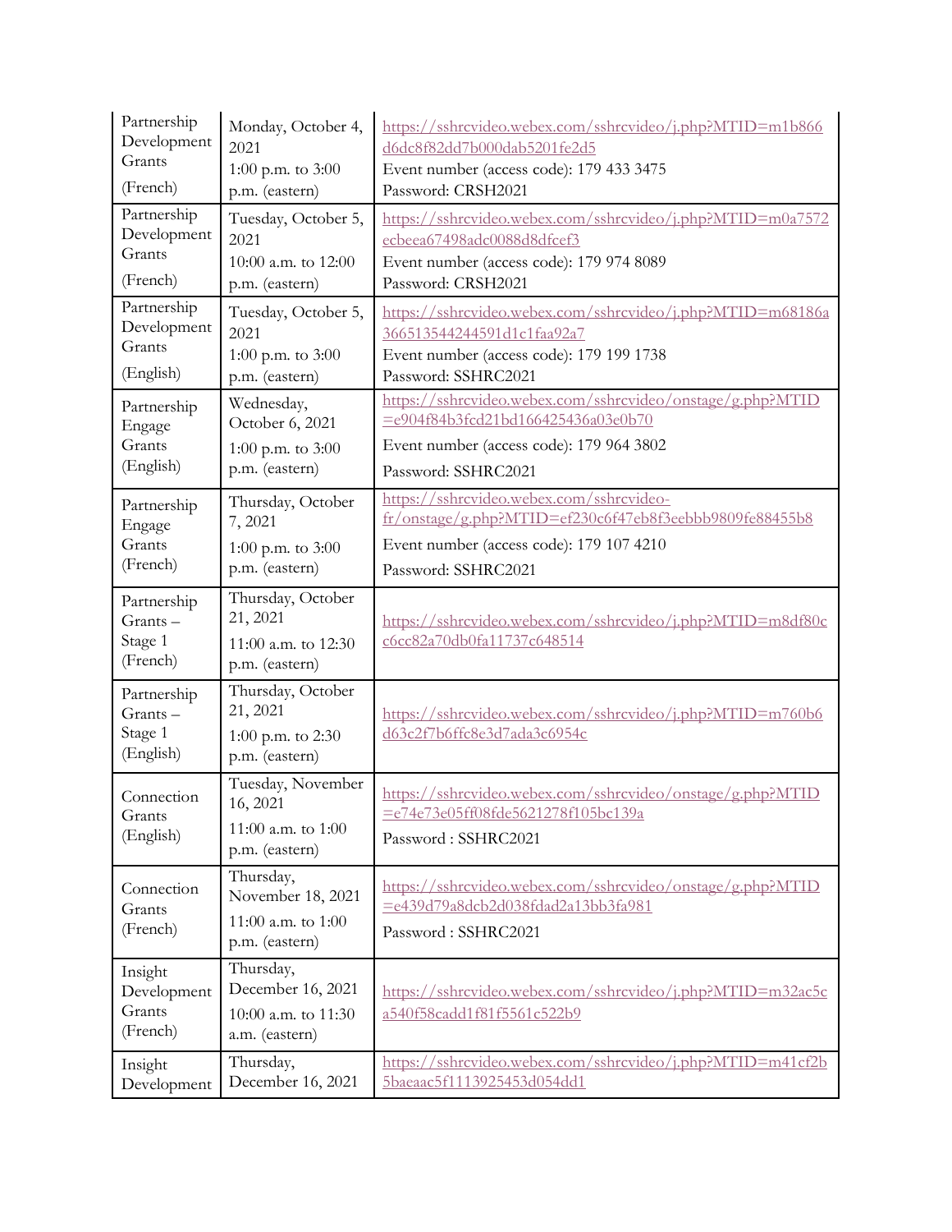| | | |
|---|---|---|
| Partnership Development Grants (French) | Monday, October 4, 2021<br>1:00 p.m. to 3:00 p.m. (eastern) | https://sshrcvideo.webex.com/sshrcvideo/j.php?MTID=m1b866d6dc8f82dd7b000dab5201fe2d5<br>Event number (access code): 179 433 3475<br>Password: CRSH2021 |
| Partnership Development Grants (French) | Tuesday, October 5, 2021<br>10:00 a.m. to 12:00 p.m. (eastern) | https://sshrcvideo.webex.com/sshrcvideo/j.php?MTID=m0a7572ecbeea67498adc0088d8dfcef3<br>Event number (access code): 179 974 8089<br>Password: CRSH2021 |
| Partnership Development Grants (English) | Tuesday, October 5, 2021<br>1:00 p.m. to 3:00 p.m. (eastern) | https://sshrcvideo.webex.com/sshrcvideo/j.php?MTID=m68186a366513544244591d1c1faa92a7<br>Event number (access code): 179 199 1738<br>Password: SSHRC2021 |
| Partnership Engage Grants (English) | Wednesday, October 6, 2021<br>1:00 p.m. to 3:00 p.m. (eastern) | https://sshrcvideo.webex.com/sshrcvideo/onstage/g.php?MTID=e904f84b3fcd21bd166425436a03e0b70<br>Event number (access code): 179 964 3802<br>Password: SSHRC2021 |
| Partnership Engage Grants (French) | Thursday, October 7, 2021<br>1:00 p.m. to 3:00 p.m. (eastern) | https://sshrcvideo.webex.com/sshrcvideo-fr/onstage/g.php?MTID=ef230c6f47eb8f3eebbb9809fe88455b8<br>Event number (access code): 179 107 4210<br>Password: SSHRC2021 |
| Partnership Grants – Stage 1 (French) | Thursday, October 21, 2021<br>11:00 a.m. to 12:30 p.m. (eastern) | https://sshrcvideo.webex.com/sshrcvideo/j.php?MTID=m8df80cc6cc82a70db0fa11737c648514 |
| Partnership Grants – Stage 1 (English) | Thursday, October 21, 2021<br>1:00 p.m. to 2:30 p.m. (eastern) | https://sshrcvideo.webex.com/sshrcvideo/j.php?MTID=m760b6d63c2f7b6ffc8e3d7ada3c6954c |
| Connection Grants (English) | Tuesday, November 16, 2021<br>11:00 a.m. to 1:00 p.m. (eastern) | https://sshrcvideo.webex.com/sshrcvideo/onstage/g.php?MTID=e74e73e05ff08fde5621278f105bc139a<br>Password : SSHRC2021 |
| Connection Grants (French) | Thursday, November 18, 2021<br>11:00 a.m. to 1:00 p.m. (eastern) | https://sshrcvideo.webex.com/sshrcvideo/onstage/g.php?MTID=e439d79a8dcb2d038fdad2a13bb3fa981<br>Password : SSHRC2021 |
| Insight Development Grants (French) | Thursday, December 16, 2021<br>10:00 a.m. to 11:30 a.m. (eastern) | https://sshrcvideo.webex.com/sshrcvideo/j.php?MTID=m32ac5ca540f58cadd1f81f5561c522b9 |
| Insight Development | Thursday, December 16, 2021 | https://sshrcvideo.webex.com/sshrcvideo/j.php?MTID=m41cf2b5baeaac5f1113925453d054dd1 |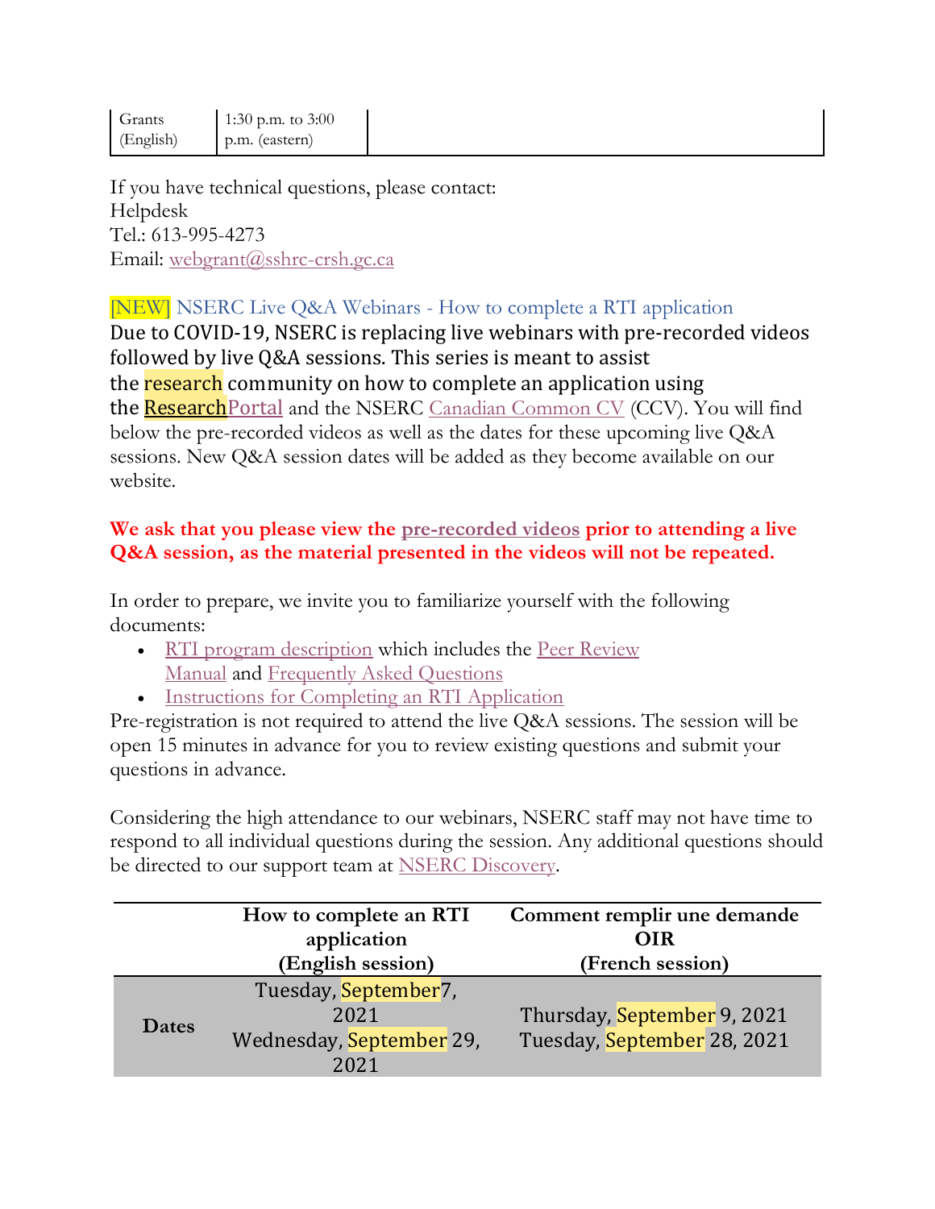| Grants (English) | 1:30 p.m. to 3:00 p.m. (eastern) | |
|---|---|---|

If you have technical questions, please contact:
Helpdesk
Tel.: 613-995-4273
Email: webgrant@sshrc-crsh.gc.ca

## [NEW] NSERC Live Q&A Webinars - How to complete a RTI application

Due to COVID-19, NSERC is replacing live webinars with pre-recorded videos followed by live Q&A sessions. This series is meant to assist the research community on how to complete an application using the ResearchPortal and the NSERC Canadian Common CV (CCV). You will find below the pre-recorded videos as well as the dates for these upcoming live Q&A sessions. New Q&A session dates will be added as they become available on our website.

**We ask that you please view the pre-recorded videos prior to attending a live Q&A session, as the material presented in the videos will not be repeated.**

In order to prepare, we invite you to familiarize yourself with the following documents:

- RTI program description which includes the Peer Review Manual and Frequently Asked Questions
- Instructions for Completing an RTI Application

Pre-registration is not required to attend the live Q&A sessions. The session will be open 15 minutes in advance for you to review existing questions and submit your questions in advance.

Considering the high attendance to our webinars, NSERC staff may not have time to respond to all individual questions during the session. Any additional questions should be directed to our support team at NSERC Discovery.

| | How to complete an RTI application (English session) | Comment remplir une demande OIR (French session) |
|---|---|---|
| **Dates** | Tuesday, September7, 2021<br>Wednesday, September 29, 2021 | Thursday, September 9, 2021<br>Tuesday, September 28, 2021 |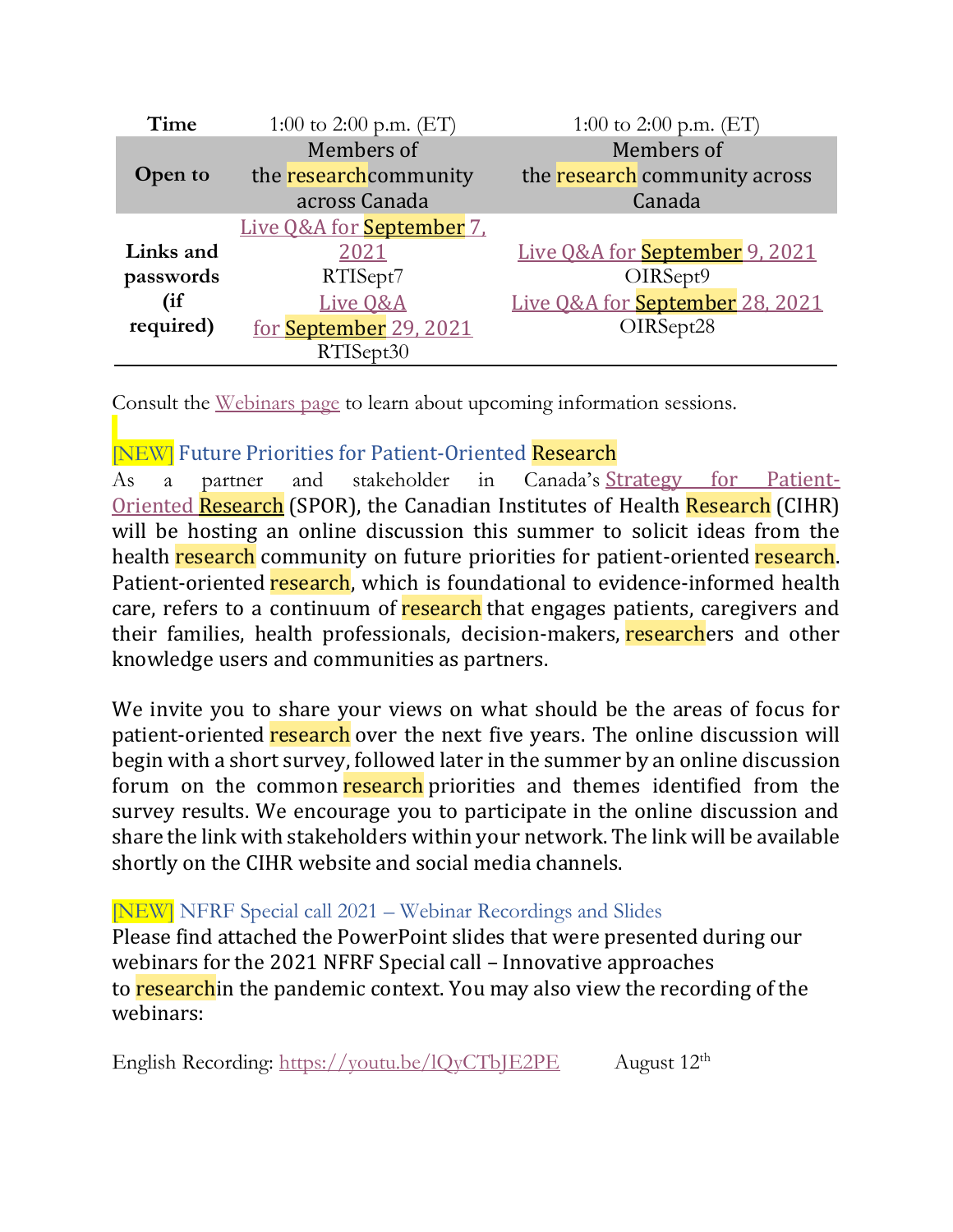| Time | 1:00 to 2:00 p.m. (ET) | 1:00 to 2:00 p.m. (ET) |
|---|---|---|
| **Open to** | Members of the researchcommunity across Canada | Members of the research community across Canada |
| **Links and passwords (if required)** | Live Q&A for September 7, 2021<br>RTISept7<br>Live Q&A for September 29, 2021<br>RTISept30 | Live Q&A for September 9, 2021<br>OIRSept9<br>Live Q&A for September 28, 2021<br>OIRSept28 |

Consult the Webinars page to learn about upcoming information sessions.

### [NEW] Future Priorities for Patient-Oriented Research

As a partner and stakeholder in Canada's Strategy for Patient-Oriented Research (SPOR), the Canadian Institutes of Health Research (CIHR) will be hosting an online discussion this summer to solicit ideas from the health research community on future priorities for patient-oriented research. Patient-oriented research, which is foundational to evidence-informed health care, refers to a continuum of research that engages patients, caregivers and their families, health professionals, decision-makers, researchers and other knowledge users and communities as partners.

We invite you to share your views on what should be the areas of focus for patient-oriented research over the next five years. The online discussion will begin with a short survey, followed later in the summer by an online discussion forum on the common research priorities and themes identified from the survey results. We encourage you to participate in the online discussion and share the link with stakeholders within your network. The link will be available shortly on the CIHR website and social media channels.

### [NEW] NFRF Special call 2021 – Webinar Recordings and Slides

Please find attached the PowerPoint slides that were presented during our webinars for the 2021 NFRF Special call – Innovative approaches to researchin the pandemic context. You may also view the recording of the webinars:

English Recording: https://youtu.be/lQyCTbJE2PE August 12th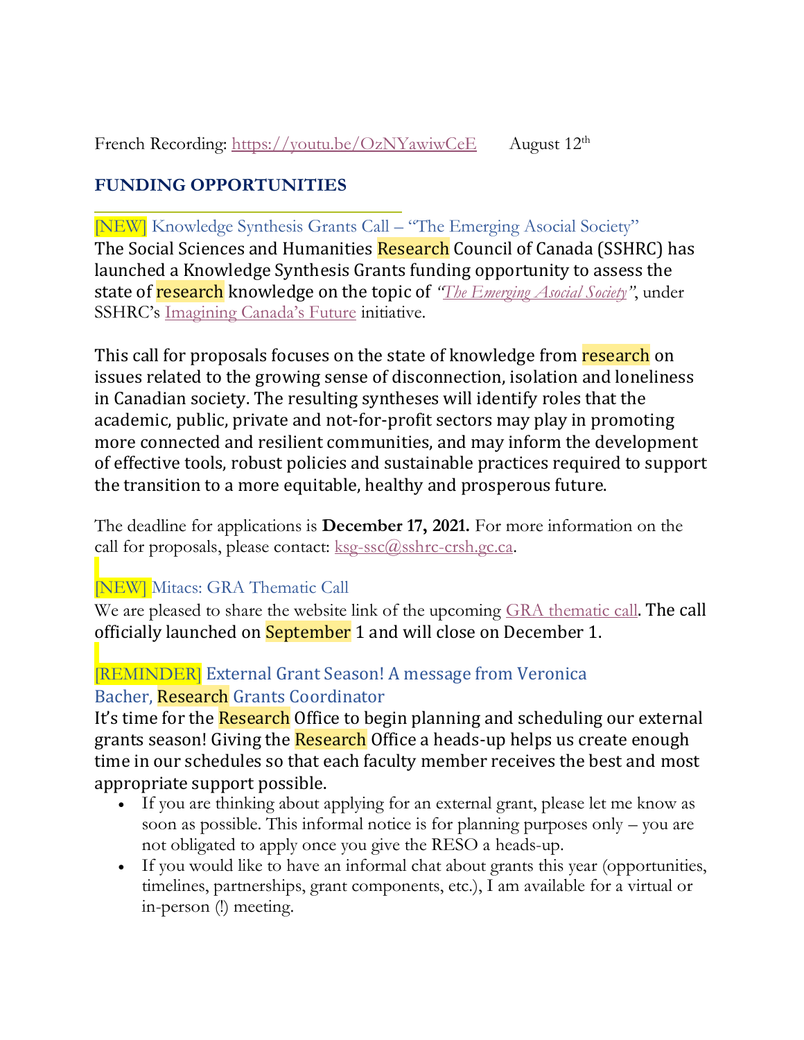French Recording: https://youtu.be/OzNYawiwCeE August 12th

## FUNDING OPPORTUNITIES

### [NEW] Knowledge Synthesis Grants Call – "The Emerging Asocial Society"

The Social Sciences and Humanities Research Council of Canada (SSHRC) has launched a Knowledge Synthesis Grants funding opportunity to assess the state of research knowledge on the topic of *"The Emerging Asocial Society"*, under SSHRC's Imagining Canada's Future initiative.

This call for proposals focuses on the state of knowledge from research on issues related to the growing sense of disconnection, isolation and loneliness in Canadian society. The resulting syntheses will identify roles that the academic, public, private and not-for-profit sectors may play in promoting more connected and resilient communities, and may inform the development of effective tools, robust policies and sustainable practices required to support the transition to a more equitable, healthy and prosperous future.

The deadline for applications is **December 17, 2021.** For more information on the call for proposals, please contact: ksg-ssc@sshrc-crsh.gc.ca.

### [NEW] Mitacs: GRA Thematic Call

We are pleased to share the website link of the upcoming GRA thematic call. The call officially launched on September 1 and will close on December 1.

### [REMINDER] External Grant Season! A message from Veronica Bacher, Research Grants Coordinator

It's time for the Research Office to begin planning and scheduling our external grants season! Giving the Research Office a heads-up helps us create enough time in our schedules so that each faculty member receives the best and most appropriate support possible.

- If you are thinking about applying for an external grant, please let me know as soon as possible. This informal notice is for planning purposes only – you are not obligated to apply once you give the RESO a heads-up.
- If you would like to have an informal chat about grants this year (opportunities, timelines, partnerships, grant components, etc.), I am available for a virtual or in-person (!) meeting.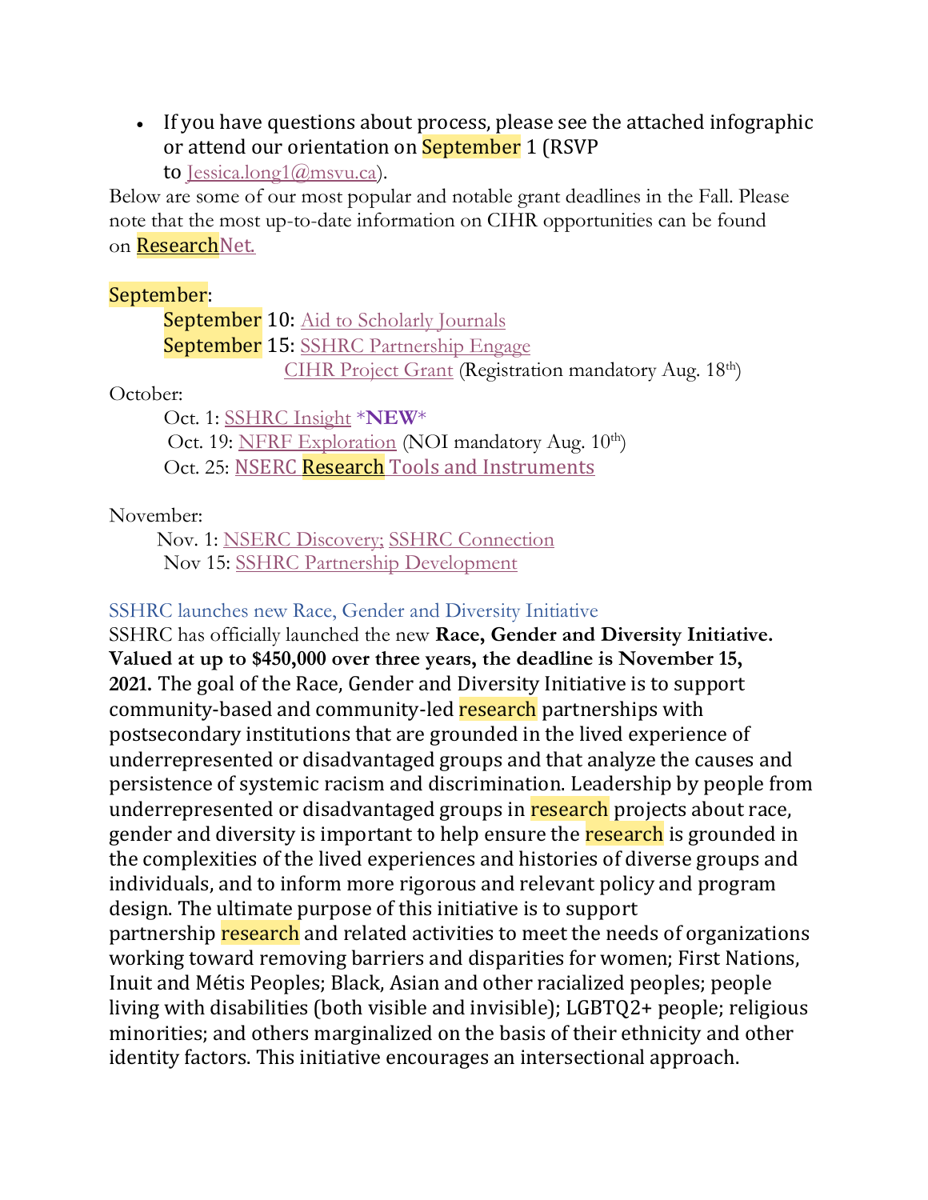- If you have questions about process, please see the attached infographic or attend our orientation on September 1 (RSVP to Jessica.long1@msvu.ca).

Below are some of our most popular and notable grant deadlines in the Fall. Please note that the most up-to-date information on CIHR opportunities can be found on ResearchNet.

September:

September 10: Aid to Scholarly Journals
September 15: SSHRC Partnership Engage
CIHR Project Grant (Registration mandatory Aug. 18th)

October:

Oct. 1: SSHRC Insight ***NEW***
Oct. 19: NFRF Exploration (NOI mandatory Aug. 10th)
Oct. 25: NSERC Research Tools and Instruments

November:

Nov. 1: NSERC Discovery; SSHRC Connection
Nov 15: SSHRC Partnership Development

## SSHRC launches new Race, Gender and Diversity Initiative

SSHRC has officially launched the new **Race, Gender and Diversity Initiative. Valued at up to $450,000 over three years, the deadline is November 15, 2021.** The goal of the Race, Gender and Diversity Initiative is to support community-based and community-led research partnerships with postsecondary institutions that are grounded in the lived experience of underrepresented or disadvantaged groups and that analyze the causes and persistence of systemic racism and discrimination. Leadership by people from underrepresented or disadvantaged groups in research projects about race, gender and diversity is important to help ensure the research is grounded in the complexities of the lived experiences and histories of diverse groups and individuals, and to inform more rigorous and relevant policy and program design. The ultimate purpose of this initiative is to support partnership research and related activities to meet the needs of organizations working toward removing barriers and disparities for women; First Nations, Inuit and Métis Peoples; Black, Asian and other racialized peoples; people living with disabilities (both visible and invisible); LGBTQ2+ people; religious minorities; and others marginalized on the basis of their ethnicity and other identity factors. This initiative encourages an intersectional approach.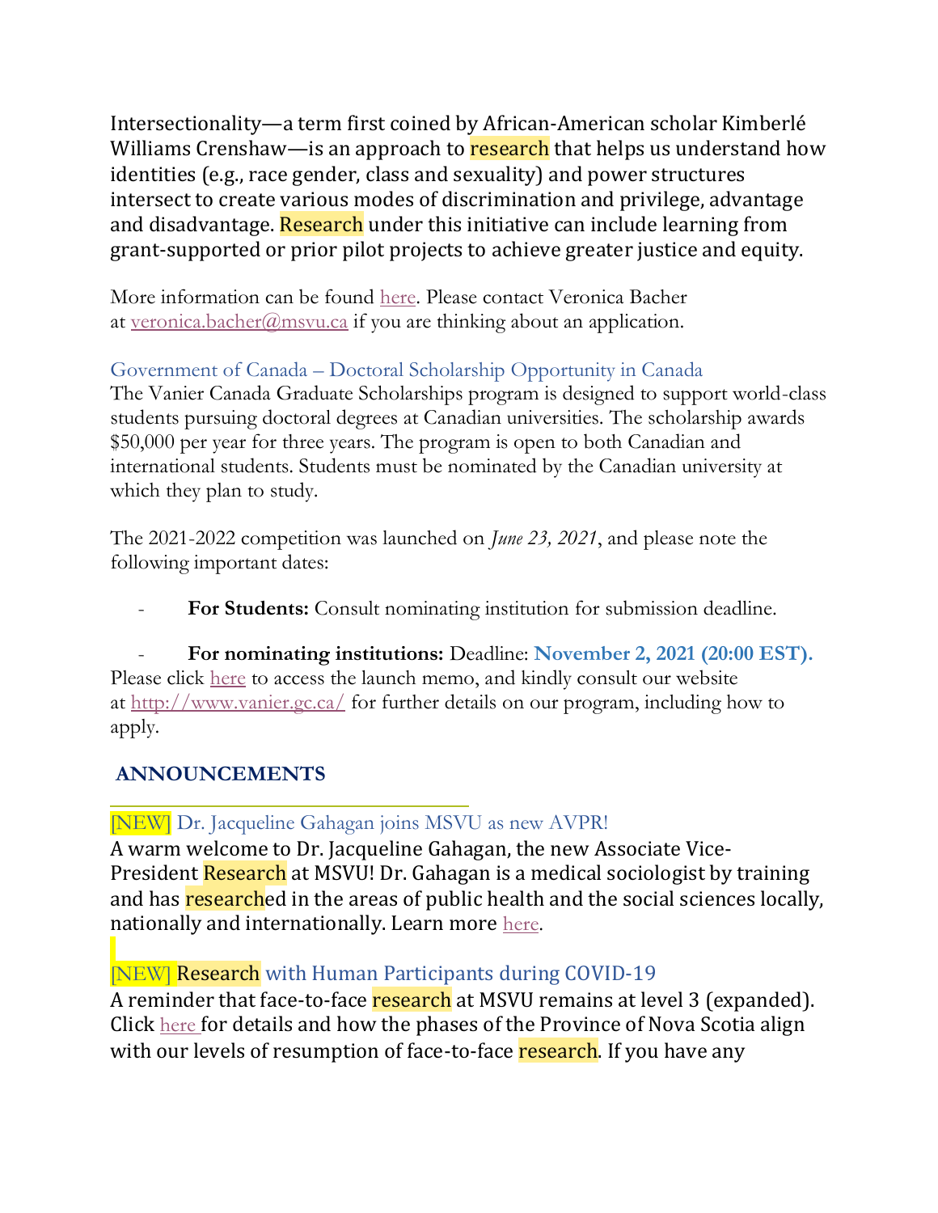Intersectionality—a term first coined by African-American scholar Kimberlé Williams Crenshaw—is an approach to research that helps us understand how identities (e.g., race gender, class and sexuality) and power structures intersect to create various modes of discrimination and privilege, advantage and disadvantage. Research under this initiative can include learning from grant-supported or prior pilot projects to achieve greater justice and equity.

More information can be found here. Please contact Veronica Bacher at veronica.bacher@msvu.ca if you are thinking about an application.

### Government of Canada – Doctoral Scholarship Opportunity in Canada

The Vanier Canada Graduate Scholarships program is designed to support world-class students pursuing doctoral degrees at Canadian universities. The scholarship awards $50,000 per year for three years. The program is open to both Canadian and international students. Students must be nominated by the Canadian university at which they plan to study.

The 2021-2022 competition was launched on *June 23, 2021*, and please note the following important dates:

- **For Students:** Consult nominating institution for submission deadline.
- **For nominating institutions:** Deadline: **November 2, 2021 (20:00 EST).**

Please click here to access the launch memo, and kindly consult our website at http://www.vanier.gc.ca/ for further details on our program, including how to apply.

## ANNOUNCEMENTS

### [NEW] Dr. Jacqueline Gahagan joins MSVU as new AVPR!

A warm welcome to Dr. Jacqueline Gahagan, the new Associate Vice-President Research at MSVU! Dr. Gahagan is a medical sociologist by training and has researched in the areas of public health and the social sciences locally, nationally and internationally. Learn more here.

### [NEW] Research with Human Participants during COVID-19

A reminder that face-to-face research at MSVU remains at level 3 (expanded). Click here for details and how the phases of the Province of Nova Scotia align with our levels of resumption of face-to-face research. If you have any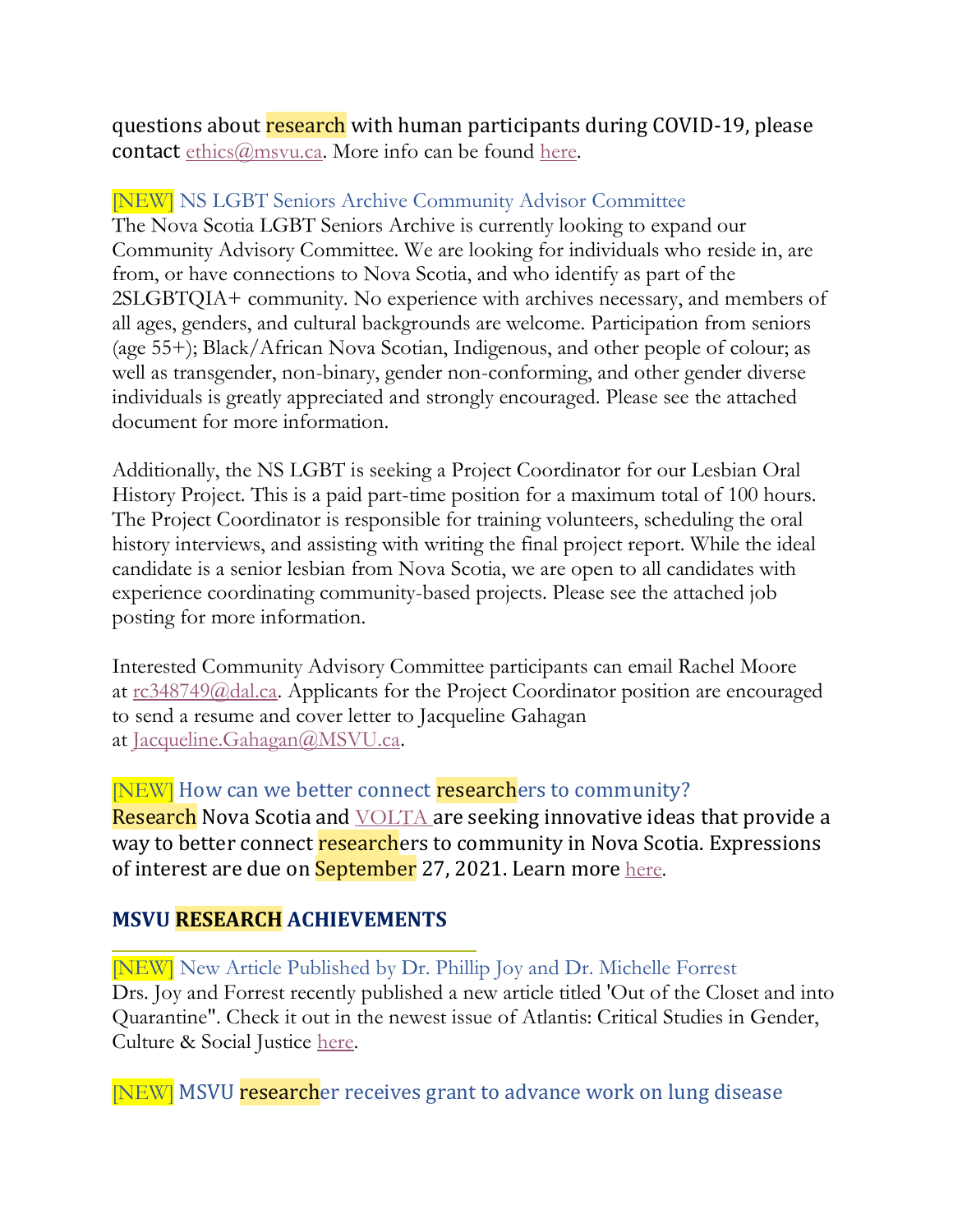questions about research with human participants during COVID-19, please contact ethics@msvu.ca. More info can be found here.

[NEW] NS LGBT Seniors Archive Community Advisor Committee

The Nova Scotia LGBT Seniors Archive is currently looking to expand our Community Advisory Committee. We are looking for individuals who reside in, are from, or have connections to Nova Scotia, and who identify as part of the 2SLGBTQIA+ community. No experience with archives necessary, and members of all ages, genders, and cultural backgrounds are welcome. Participation from seniors (age 55+); Black/African Nova Scotian, Indigenous, and other people of colour; as well as transgender, non-binary, gender non-conforming, and other gender diverse individuals is greatly appreciated and strongly encouraged. Please see the attached document for more information.

Additionally, the NS LGBT is seeking a Project Coordinator for our Lesbian Oral History Project. This is a paid part-time position for a maximum total of 100 hours. The Project Coordinator is responsible for training volunteers, scheduling the oral history interviews, and assisting with writing the final project report. While the ideal candidate is a senior lesbian from Nova Scotia, we are open to all candidates with experience coordinating community-based projects. Please see the attached job posting for more information.

Interested Community Advisory Committee participants can email Rachel Moore at rc348749@dal.ca. Applicants for the Project Coordinator position are encouraged to send a resume and cover letter to Jacqueline Gahagan at Jacqueline.Gahagan@MSVU.ca.

[NEW] How can we better connect researchers to community?

Research Nova Scotia and VOLTA are seeking innovative ideas that provide a way to better connect researchers to community in Nova Scotia. Expressions of interest are due on September 27, 2021. Learn more here.

## MSVU RESEARCH ACHIEVEMENTS

[NEW] New Article Published by Dr. Phillip Joy and Dr. Michelle Forrest

Drs. Joy and Forrest recently published a new article titled 'Out of the Closet and into Quarantine". Check it out in the newest issue of Atlantis: Critical Studies in Gender, Culture & Social Justice here.

[NEW] MSVU researcher receives grant to advance work on lung disease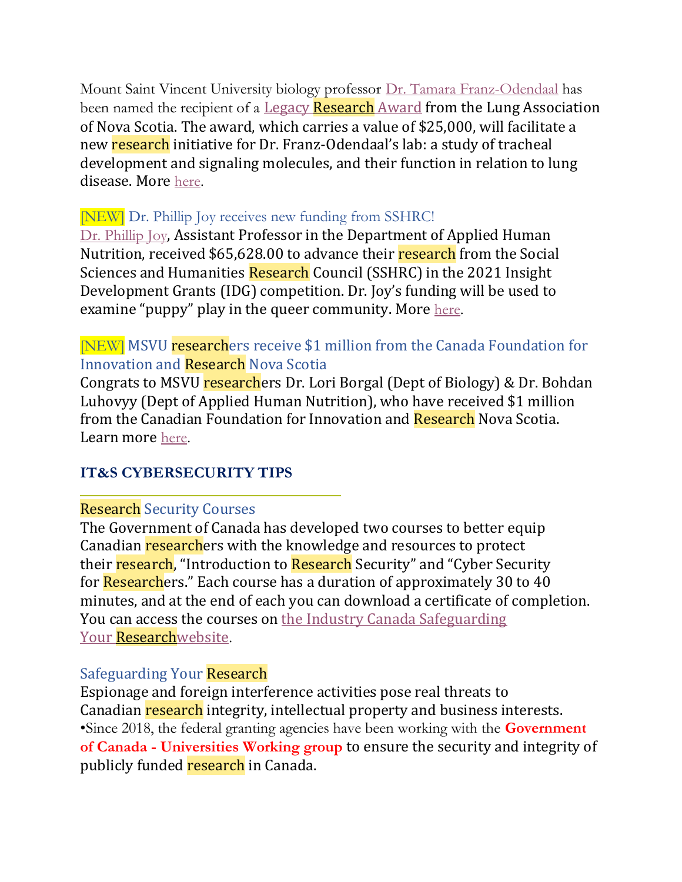Mount Saint Vincent University biology professor Dr. Tamara Franz-Odendaal has been named the recipient of a Legacy Research Award from the Lung Association of Nova Scotia. The award, which carries a value of $25,000, will facilitate a new research initiative for Dr. Franz-Odendaal's lab: a study of tracheal development and signaling molecules, and their function in relation to lung disease. More here.

### [NEW] Dr. Phillip Joy receives new funding from SSHRC!

Dr. Phillip Joy, Assistant Professor in the Department of Applied Human Nutrition, received $65,628.00 to advance their research from the Social Sciences and Humanities Research Council (SSHRC) in the 2021 Insight Development Grants (IDG) competition. Dr. Joy's funding will be used to examine "puppy" play in the queer community. More here.

### [NEW] MSVU researchers receive $1 million from the Canada Foundation for Innovation and Research Nova Scotia

Congrats to MSVU researchers Dr. Lori Borgal (Dept of Biology) & Dr. Bohdan Luhovyy (Dept of Applied Human Nutrition), who have received $1 million from the Canadian Foundation for Innovation and Research Nova Scotia. Learn more here.

## IT&S CYBERSECURITY TIPS

### Research Security Courses

The Government of Canada has developed two courses to better equip Canadian researchers with the knowledge and resources to protect their research, "Introduction to Research Security" and "Cyber Security for Researchers." Each course has a duration of approximately 30 to 40 minutes, and at the end of each you can download a certificate of completion. You can access the courses on the Industry Canada Safeguarding Your Researchwebsite.

### Safeguarding Your Research

Espionage and foreign interference activities pose real threats to Canadian research integrity, intellectual property and business interests.

• Since 2018, the federal granting agencies have been working with the **Government of Canada - Universities Working group** to ensure the security and integrity of publicly funded research in Canada.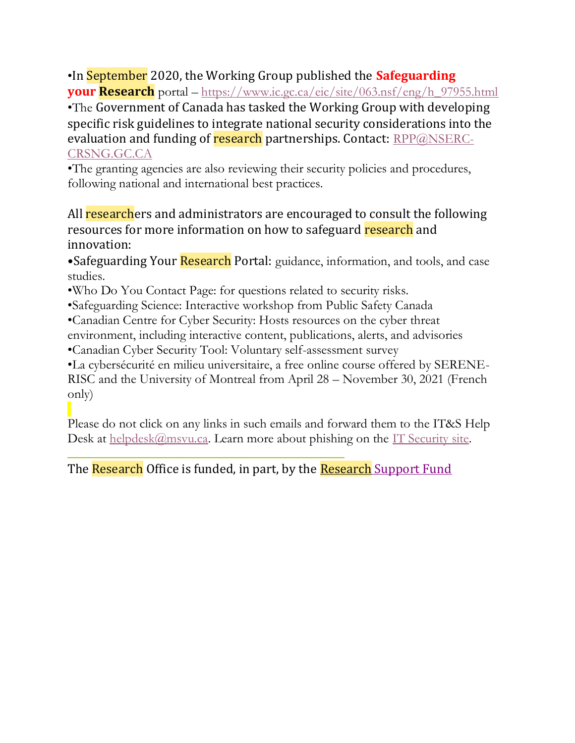•In September 2020, the Working Group published the **Safeguarding your Research** portal – https://www.ic.gc.ca/eic/site/063.nsf/eng/h_97955.html

•The Government of Canada has tasked the Working Group with developing specific risk guidelines to integrate national security considerations into the evaluation and funding of research partnerships. Contact: RPP@NSERC-CRSNG.GC.CA

•The granting agencies are also reviewing their security policies and procedures, following national and international best practices.

All researchers and administrators are encouraged to consult the following resources for more information on how to safeguard research and innovation:

•Safeguarding Your Research Portal: guidance, information, and tools, and case studies.

•Who Do You Contact Page: for questions related to security risks.

•Safeguarding Science: Interactive workshop from Public Safety Canada

•Canadian Centre for Cyber Security: Hosts resources on the cyber threat environment, including interactive content, publications, alerts, and advisories

•Canadian Cyber Security Tool: Voluntary self-assessment survey

•La cybersécurité en milieu universitaire, a free online course offered by SERENE-RISC and the University of Montreal from April 28 – November 30, 2021 (French only)

Please do not click on any links in such emails and forward them to the IT&S Help Desk at helpdesk@msvu.ca. Learn more about phishing on the IT Security site.

---

The Research Office is funded, in part, by the Research Support Fund